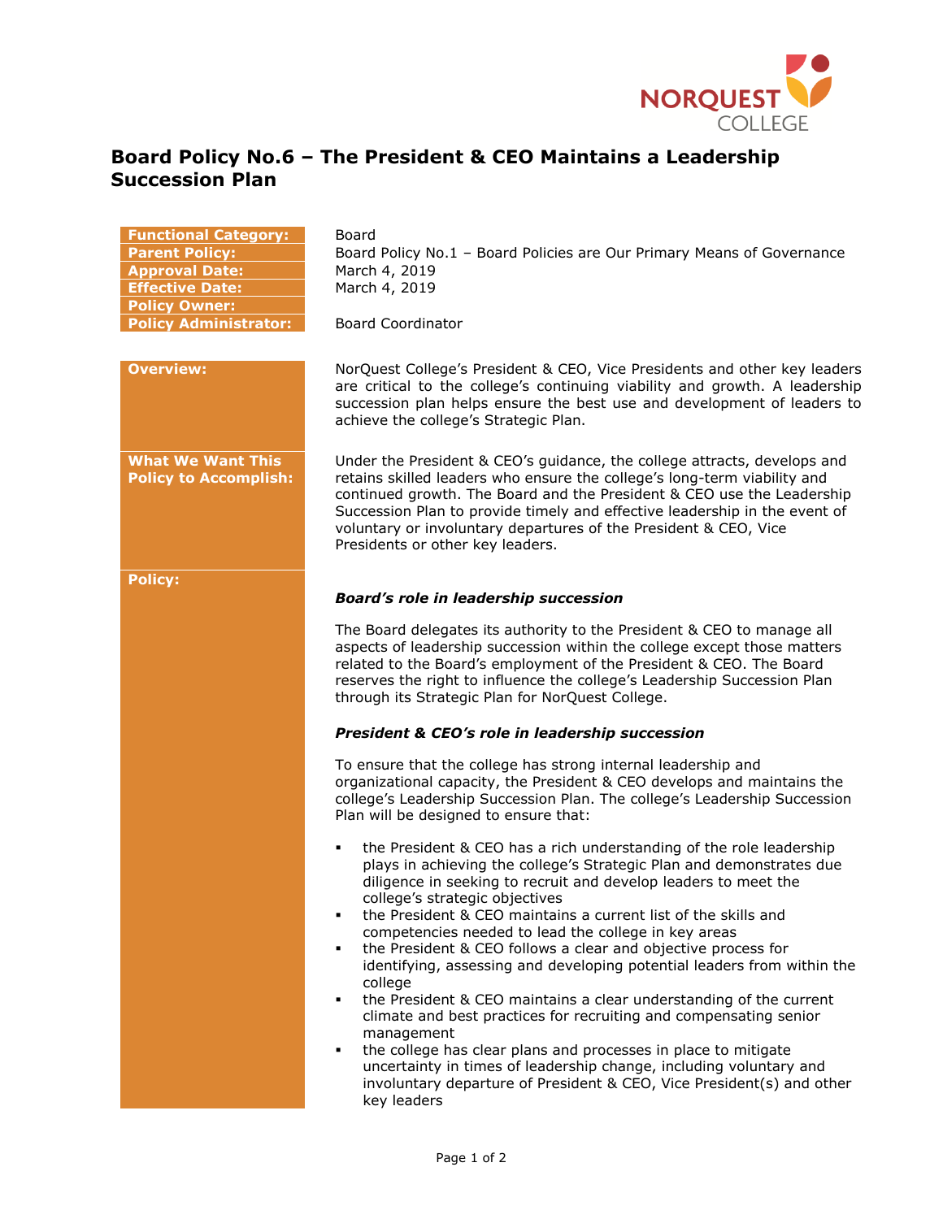# Board Policy No.6 – The President & CEO Maintains a Leadership Succession Plan

| | |
|---|---|
| **Functional Category:** | Board |
| **Parent Policy:** | Board Policy No.1 – Board Policies are Our Primary Means of Governance |
| **Approval Date:** | March 4, 2019 |
| **Effective Date:** | March 4, 2019 |
| **Policy Owner:** | |
| **Policy Administrator:** | Board Coordinator |

**Overview:**

NorQuest College's President & CEO, Vice Presidents and other key leaders are critical to the college's continuing viability and growth. A leadership succession plan helps ensure the best use and development of leaders to achieve the college's Strategic Plan.

**What We Want This Policy to Accomplish:**

Under the President & CEO's guidance, the college attracts, develops and retains skilled leaders who ensure the college's long-term viability and continued growth. The Board and the President & CEO use the Leadership Succession Plan to provide timely and effective leadership in the event of voluntary or involuntary departures of the President & CEO, Vice Presidents or other key leaders.

**Policy:**

***Board's role in leadership succession***

The Board delegates its authority to the President & CEO to manage all aspects of leadership succession within the college except those matters related to the Board's employment of the President & CEO. The Board reserves the right to influence the college's Leadership Succession Plan through its Strategic Plan for NorQuest College.

***President & CEO's role in leadership succession***

To ensure that the college has strong internal leadership and organizational capacity, the President & CEO develops and maintains the college's Leadership Succession Plan. The college's Leadership Succession Plan will be designed to ensure that:

- the President & CEO has a rich understanding of the role leadership plays in achieving the college's Strategic Plan and demonstrates due diligence in seeking to recruit and develop leaders to meet the college's strategic objectives
- the President & CEO maintains a current list of the skills and competencies needed to lead the college in key areas
- the President & CEO follows a clear and objective process for identifying, assessing and developing potential leaders from within the college
- the President & CEO maintains a clear understanding of the current climate and best practices for recruiting and compensating senior management
- the college has clear plans and processes in place to mitigate uncertainty in times of leadership change, including voluntary and involuntary departure of President & CEO, Vice President(s) and other key leaders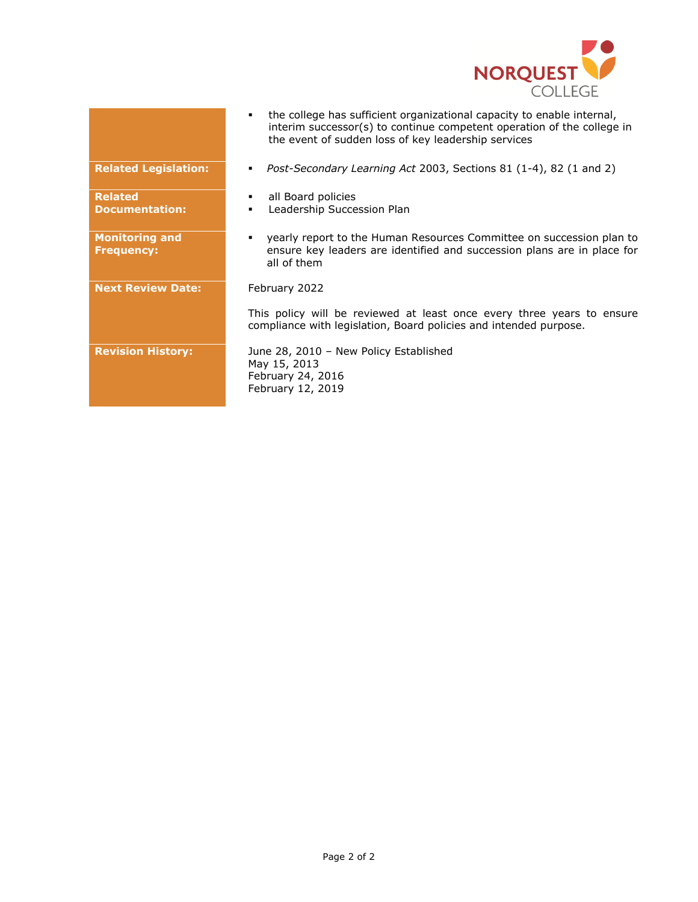| | |
|---|---|
| | ▪ the college has sufficient organizational capacity to enable internal, interim successor(s) to continue competent operation of the college in the event of sudden loss of key leadership services |
| **Related Legislation:** | ▪ *Post-Secondary Learning Act* 2003, Sections 81 (1-4), 82 (1 and 2) |
| **Related Documentation:** | ▪ all Board policies<br>▪ Leadership Succession Plan |
| **Monitoring and Frequency:** | ▪ yearly report to the Human Resources Committee on succession plan to ensure key leaders are identified and succession plans are in place for all of them |
| **Next Review Date:** | February 2022<br><br>This policy will be reviewed at least once every three years to ensure compliance with legislation, Board policies and intended purpose. |
| **Revision History:** | June 28, 2010 – New Policy Established<br>May 15, 2013<br>February 24, 2016<br>February 12, 2019 |